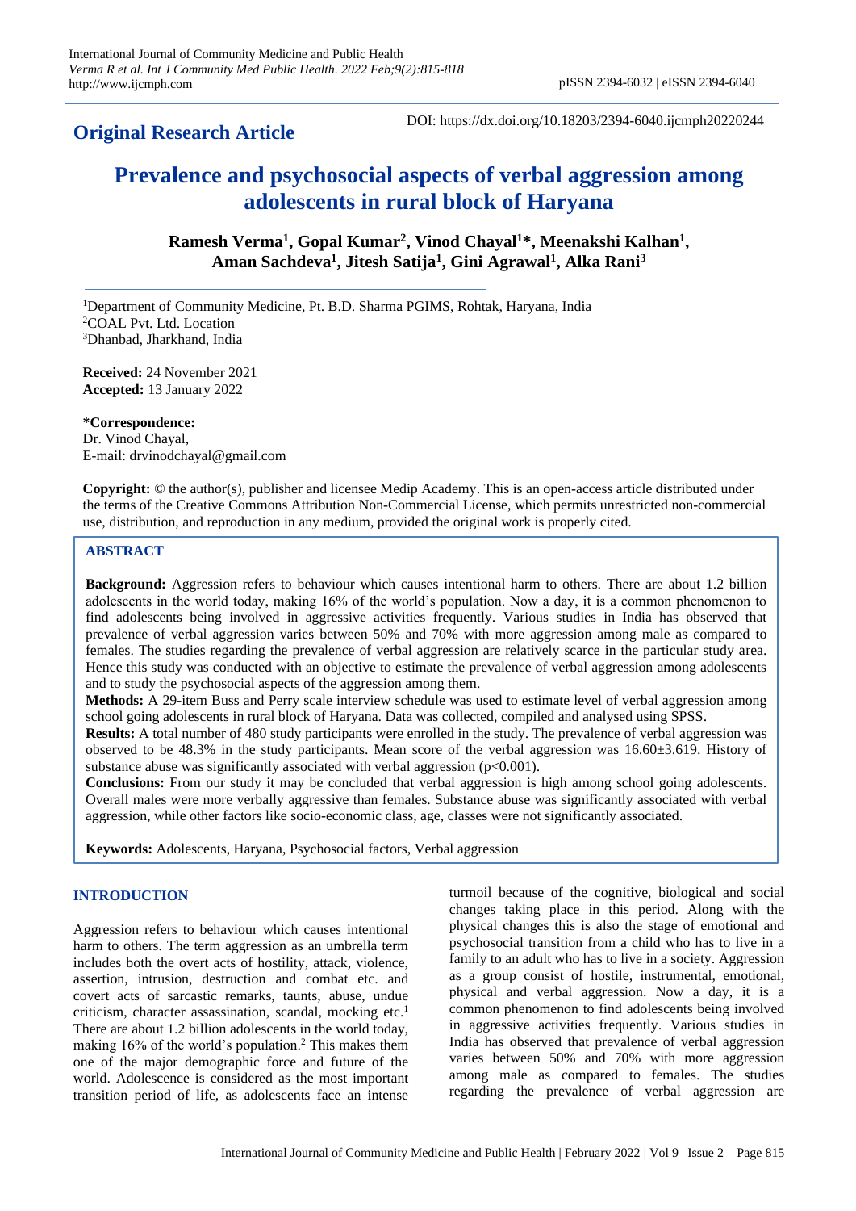**Original Research Article**

DOI: https://dx.doi.org/10.18203/2394-6040.ijcmph20220244

# Prevalence and psychosocial aspects of verbal aggression among adolescents in rural block of Haryana

**Ramesh Verma[1], Gopal Kumar[2], Vinod Chayal[1]*, Meenakshi Kalhan[1], Aman Sachdeva[1], Jitesh Satija[1], Gini Agrawal[1], Alka Rani[3]**

[1]Department of Community Medicine, Pt. B.D. Sharma PGIMS, Rohtak, Haryana, India
[2]COAL Pvt. Ltd. Location
[3]Dhanbad, Jharkhand, India

**Received:** 24 November 2021
**Accepted:** 13 January 2022

***Correspondence:**
Dr. Vinod Chayal,
E-mail: drvinodchayal@gmail.com

**Copyright:** © the author(s), publisher and licensee Medip Academy. This is an open-access article distributed under the terms of the Creative Commons Attribution Non-Commercial License, which permits unrestricted non-commercial use, distribution, and reproduction in any medium, provided the original work is properly cited.

## ABSTRACT

**Background:** Aggression refers to behaviour which causes intentional harm to others. There are about 1.2 billion adolescents in the world today, making 16% of the world's population. Now a day, it is a common phenomenon to find adolescents being involved in aggressive activities frequently. Various studies in India has observed that prevalence of verbal aggression varies between 50% and 70% with more aggression among male as compared to females. The studies regarding the prevalence of verbal aggression are relatively scarce in the particular study area. Hence this study was conducted with an objective to estimate the prevalence of verbal aggression among adolescents and to study the psychosocial aspects of the aggression among them.

**Methods:** A 29-item Buss and Perry scale interview schedule was used to estimate level of verbal aggression among school going adolescents in rural block of Haryana. Data was collected, compiled and analysed using SPSS.

**Results:** A total number of 480 study participants were enrolled in the study. The prevalence of verbal aggression was observed to be 48.3% in the study participants. Mean score of the verbal aggression was 16.60±3.619. History of substance abuse was significantly associated with verbal aggression ($p<0.001$).

**Conclusions:** From our study it may be concluded that verbal aggression is high among school going adolescents. Overall males were more verbally aggressive than females. Substance abuse was significantly associated with verbal aggression, while other factors like socio-economic class, age, classes were not significantly associated.

**Keywords:** Adolescents, Haryana, Psychosocial factors, Verbal aggression

## INTRODUCTION

Aggression refers to behaviour which causes intentional harm to others. The term aggression as an umbrella term includes both the overt acts of hostility, attack, violence, assertion, intrusion, destruction and combat etc. and covert acts of sarcastic remarks, taunts, abuse, undue criticism, character assassination, scandal, mocking etc.[1] There are about 1.2 billion adolescents in the world today, making 16% of the world's population.[2] This makes them one of the major demographic force and future of the world. Adolescence is considered as the most important transition period of life, as adolescents face an intense turmoil because of the cognitive, biological and social changes taking place in this period. Along with the physical changes this is also the stage of emotional and psychosocial transition from a child who has to live in a family to an adult who has to live in a society. Aggression as a group consist of hostile, instrumental, emotional, physical and verbal aggression. Now a day, it is a common phenomenon to find adolescents being involved in aggressive activities frequently. Various studies in India has observed that prevalence of verbal aggression varies between 50% and 70% with more aggression among male as compared to females. The studies regarding the prevalence of verbal aggression are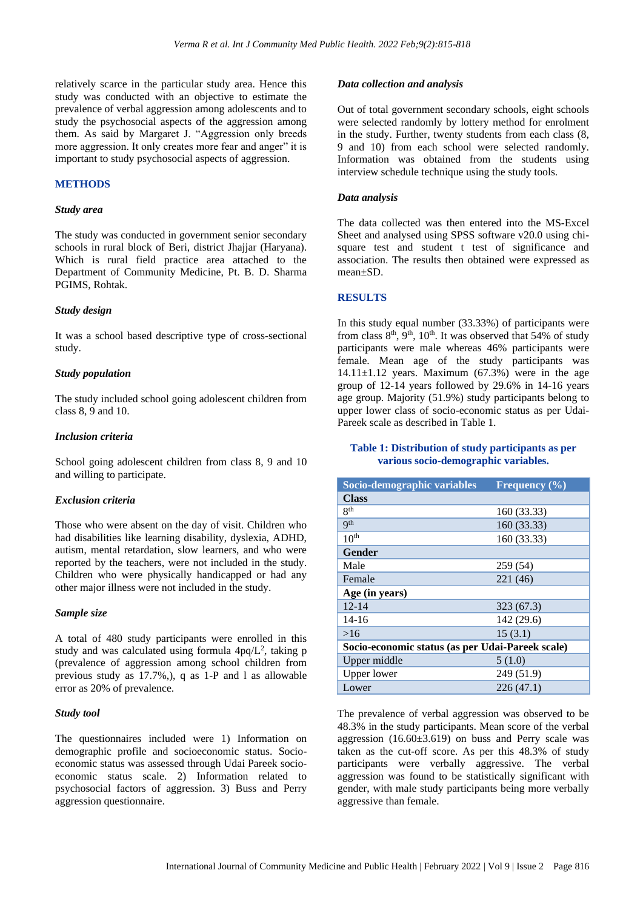relatively scarce in the particular study area. Hence this study was conducted with an objective to estimate the prevalence of verbal aggression among adolescents and to study the psychosocial aspects of the aggression among them. As said by Margaret J. "Aggression only breeds more aggression. It only creates more fear and anger" it is important to study psychosocial aspects of aggression.

## METHODS

### *Study area*

The study was conducted in government senior secondary schools in rural block of Beri, district Jhajjar (Haryana). Which is rural field practice area attached to the Department of Community Medicine, Pt. B. D. Sharma PGIMS, Rohtak.

### *Study design*

It was a school based descriptive type of cross-sectional study.

### *Study population*

The study included school going adolescent children from class 8, 9 and 10.

### *Inclusion criteria*

School going adolescent children from class 8, 9 and 10 and willing to participate.

### *Exclusion criteria*

Those who were absent on the day of visit. Children who had disabilities like learning disability, dyslexia, ADHD, autism, mental retardation, slow learners, and who were reported by the teachers, were not included in the study. Children who were physically handicapped or had any other major illness were not included in the study.

### *Sample size*

A total of 480 study participants were enrolled in this study and was calculated using formula $4pq/L^2$, taking p (prevalence of aggression among school children from previous study as 17.7%,), q as 1-P and l as allowable error as 20% of prevalence.

### *Study tool*

The questionnaires included were 1) Information on demographic profile and socioeconomic status. Socio-economic status was assessed through Udai Pareek socio-economic status scale. 2) Information related to psychosocial factors of aggression. 3) Buss and Perry aggression questionnaire.

### *Data collection and analysis*

Out of total government secondary schools, eight schools were selected randomly by lottery method for enrolment in the study. Further, twenty students from each class (8, 9 and 10) from each school were selected randomly. Information was obtained from the students using interview schedule technique using the study tools.

### *Data analysis*

The data collected was then entered into the MS-Excel Sheet and analysed using SPSS software v20.0 using chi-square test and student t test of significance and association. The results then obtained were expressed as mean±SD.

## RESULTS

In this study equal number (33.33%) of participants were from class $8^{th}$, $9^{th}$, $10^{th}$. It was observed that 54% of study participants were male whereas 46% participants were female. Mean age of the study participants was 14.11±1.12 years. Maximum (67.3%) were in the age group of 12-14 years followed by 29.6% in 14-16 years age group. Majority (51.9%) study participants belong to upper lower class of socio-economic status as per Udai-Pareek scale as described in Table 1.

**Table 1: Distribution of study participants as per various socio-demographic variables.**

| Socio-demographic variables | Frequency (%) |
|---|---|
| **Class** | |
| $8^{th}$ | 160 (33.33) |
| $9^{th}$ | 160 (33.33) |
| $10^{th}$ | 160 (33.33) |
| **Gender** | |
| Male | 259 (54) |
| Female | 221 (46) |
| **Age (in years)** | |
| 12-14 | 323 (67.3) |
| 14-16 | 142 (29.6) |
| >16 | 15 (3.1) |
| **Socio-economic status (as per Udai-Pareek scale)** | |
| Upper middle | 5 (1.0) |
| Upper lower | 249 (51.9) |
| Lower | 226 (47.1) |

The prevalence of verbal aggression was observed to be 48.3% in the study participants. Mean score of the verbal aggression (16.60±3.619) on buss and Perry scale was taken as the cut-off score. As per this 48.3% of study participants were verbally aggressive. The verbal aggression was found to be statistically significant with gender, with male study participants being more verbally aggressive than female.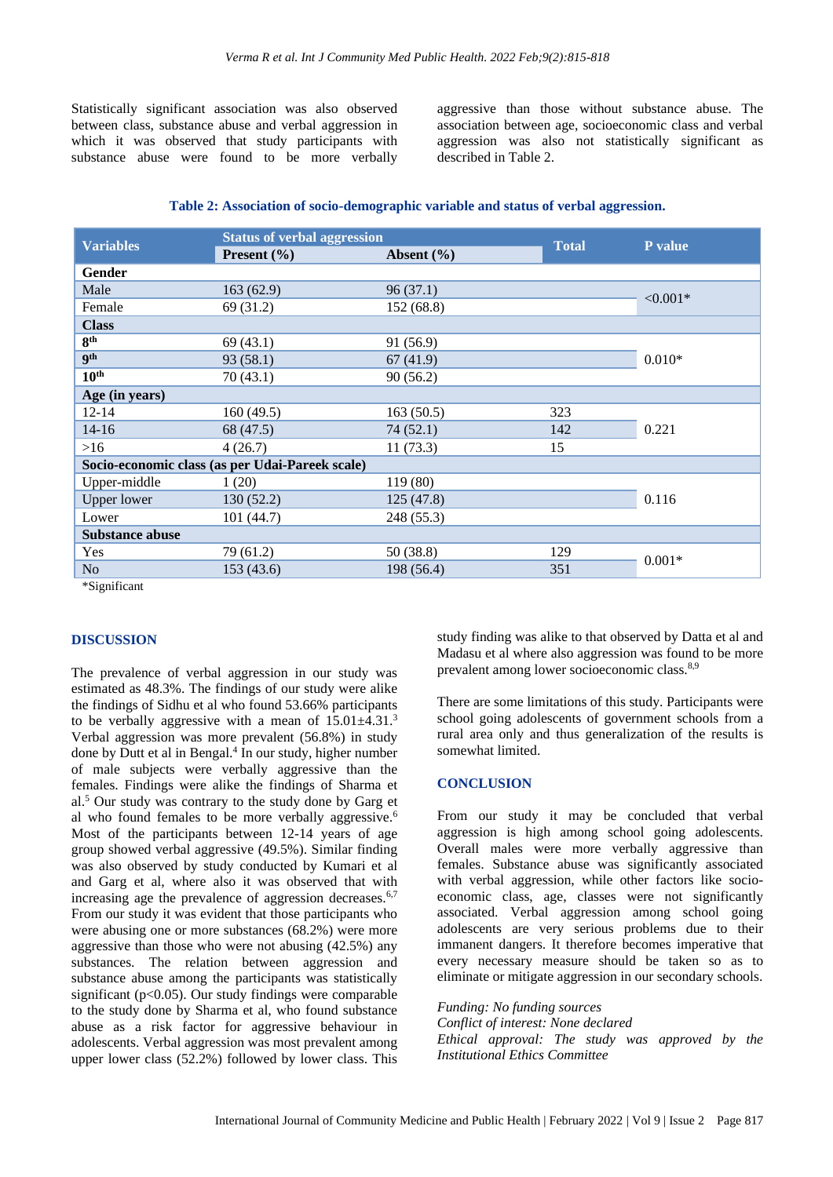Statistically significant association was also observed between class, substance abuse and verbal aggression in which it was observed that study participants with substance abuse were found to be more verbally aggressive than those without substance abuse. The association between age, socioeconomic class and verbal aggression was also not statistically significant as described in Table 2.

**Table 2: Association of socio-demographic variable and status of verbal aggression.**

| Variables | Status of verbal aggression | | Total | P value |
|---|---|---|---|---|
| | Present (%) | Absent (%) | | |
| **Gender** | | | | |
| Male | 163 (62.9) | 96 (37.1) | | <0.001* |
| Female | 69 (31.2) | 152 (68.8) | | |
| **Class** | | | | |
| **8th** | 69 (43.1) | 91 (56.9) | | 0.010* |
| **9th** | 93 (58.1) | 67 (41.9) | | |
| **10th** | 70 (43.1) | 90 (56.2) | | |
| **Age (in years)** | | | | |
| 12-14 | 160 (49.5) | 163 (50.5) | 323 | 0.221 |
| 14-16 | 68 (47.5) | 74 (52.1) | 142 | |
| >16 | 4 (26.7) | 11 (73.3) | 15 | |
| **Socio-economic class (as per Udai-Pareek scale)** | | | | |
| Upper-middle | 1 (20) | 119 (80) | | 0.116 |
| Upper lower | 130 (52.2) | 125 (47.8) | | |
| Lower | 101 (44.7) | 248 (55.3) | | |
| **Substance abuse** | | | | |
| Yes | 79 (61.2) | 50 (38.8) | 129 | 0.001* |
| No | 153 (43.6) | 198 (56.4) | 351 | |

*Significant

## DISCUSSION

The prevalence of verbal aggression in our study was estimated as 48.3%. The findings of our study were alike the findings of Sidhu et al who found 53.66% participants to be verbally aggressive with a mean of 15.01±4.31.[3] Verbal aggression was more prevalent (56.8%) in study done by Dutt et al in Bengal.[4] In our study, higher number of male subjects were verbally aggressive than the females. Findings were alike the findings of Sharma et al.[5] Our study was contrary to the study done by Garg et al who found females to be more verbally aggressive.[6] Most of the participants between 12-14 years of age group showed verbal aggressive (49.5%). Similar finding was also observed by study conducted by Kumari et al and Garg et al, where also it was observed that with increasing age the prevalence of aggression decreases.[6,7] From our study it was evident that those participants who were abusing one or more substances (68.2%) were more aggressive than those who were not abusing (42.5%) any substances. The relation between aggression and substance abuse among the participants was statistically significant ($p<0.05$). Our study findings were comparable to the study done by Sharma et al, who found substance abuse as a risk factor for aggressive behaviour in adolescents. Verbal aggression was most prevalent among upper lower class (52.2%) followed by lower class. This study finding was alike to that observed by Datta et al and Madasu et al where also aggression was found to be more prevalent among lower socioeconomic class.[8,9]

There are some limitations of this study. Participants were school going adolescents of government schools from a rural area only and thus generalization of the results is somewhat limited.

## CONCLUSION

From our study it may be concluded that verbal aggression is high among school going adolescents. Overall males were more verbally aggressive than females. Substance abuse was significantly associated with verbal aggression, while other factors like socio-economic class, age, classes were not significantly associated. Verbal aggression among school going adolescents are very serious problems due to their immanent dangers. It therefore becomes imperative that every necessary measure should be taken so as to eliminate or mitigate aggression in our secondary schools.

*Funding: No funding sources*
*Conflict of interest: None declared*
*Ethical approval: The study was approved by the Institutional Ethics Committee*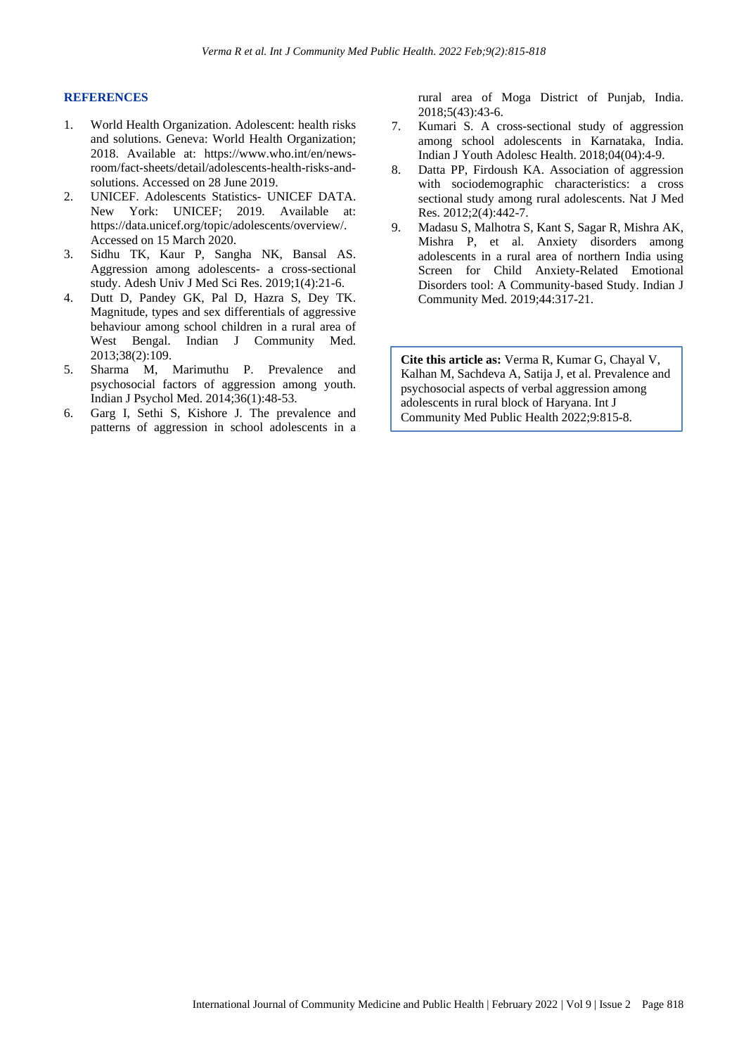## REFERENCES

1. World Health Organization. Adolescent: health risks and solutions. Geneva: World Health Organization; 2018. Available at: https://www.who.int/en/news-room/fact-sheets/detail/adolescents-health-risks-and-solutions. Accessed on 28 June 2019.
2. UNICEF. Adolescents Statistics- UNICEF DATA. New York: UNICEF; 2019. Available at: https://data.unicef.org/topic/adolescents/overview/. Accessed on 15 March 2020.
3. Sidhu TK, Kaur P, Sangha NK, Bansal AS. Aggression among adolescents- a cross-sectional study. Adesh Univ J Med Sci Res. 2019;1(4):21-6.
4. Dutt D, Pandey GK, Pal D, Hazra S, Dey TK. Magnitude, types and sex differentials of aggressive behaviour among school children in a rural area of West Bengal. Indian J Community Med. 2013;38(2):109.
5. Sharma M, Marimuthu P. Prevalence and psychosocial factors of aggression among youth. Indian J Psychol Med. 2014;36(1):48-53.
6. Garg I, Sethi S, Kishore J. The prevalence and patterns of aggression in school adolescents in a rural area of Moga District of Punjab, India. 2018;5(43):43-6.
7. Kumari S. A cross-sectional study of aggression among school adolescents in Karnataka, India. Indian J Youth Adolesc Health. 2018;04(04):4-9.
8. Datta PP, Firdoush KA. Association of aggression with sociodemographic characteristics: a cross sectional study among rural adolescents. Nat J Med Res. 2012;2(4):442-7.
9. Madasu S, Malhotra S, Kant S, Sagar R, Mishra AK, Mishra P, et al. Anxiety disorders among adolescents in a rural area of northern India using Screen for Child Anxiety-Related Emotional Disorders tool: A Community-based Study. Indian J Community Med. 2019;44:317-21.

**Cite this article as:** Verma R, Kumar G, Chayal V, Kalhan M, Sachdeva A, Satija J, et al. Prevalence and psychosocial aspects of verbal aggression among adolescents in rural block of Haryana. Int J Community Med Public Health 2022;9:815-8.